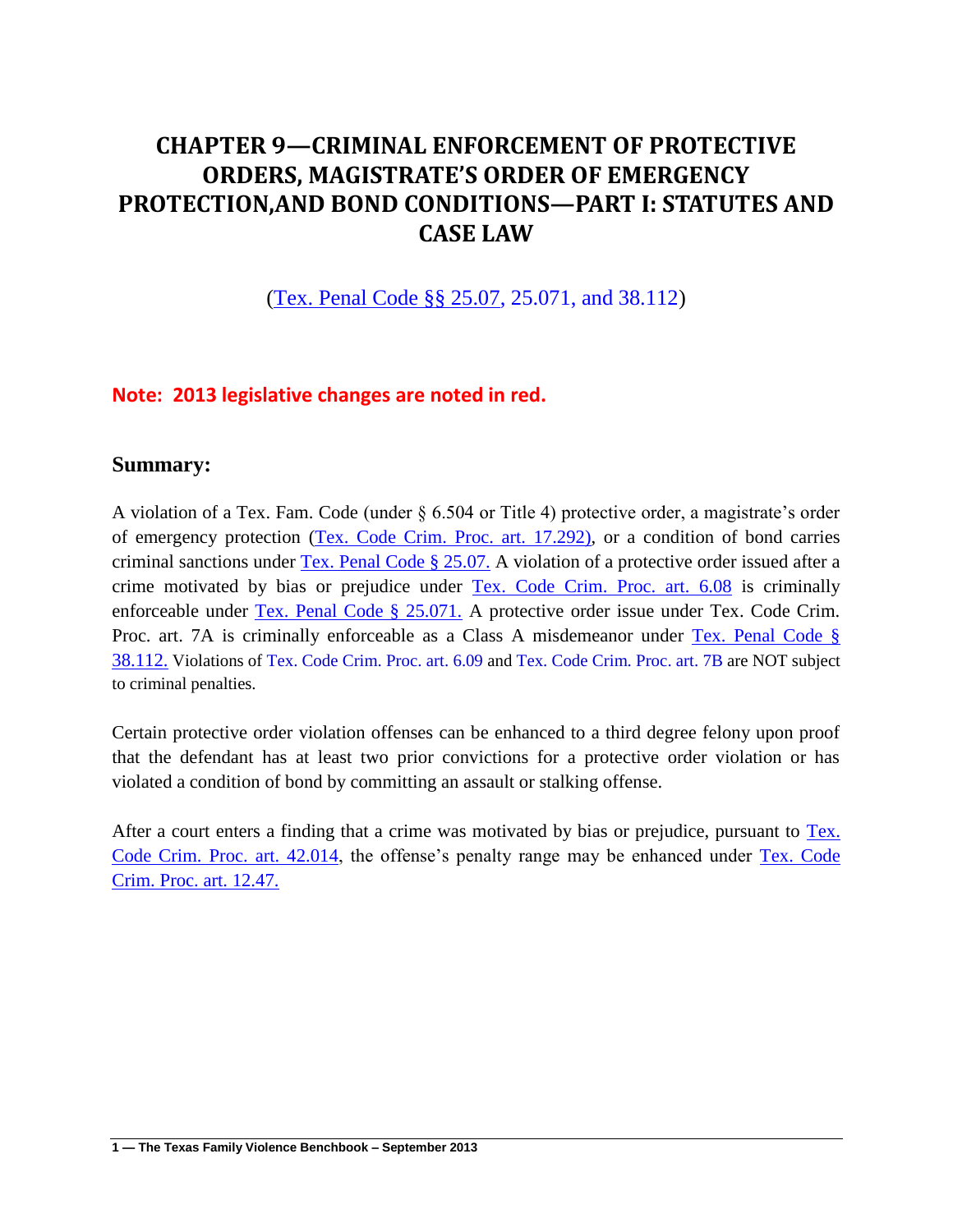# CHAPTER 9—CRIMINAL ENFORCEMENT OF PROTECTIVE ORDERS, MAGISTRATE'S ORDER OF EMERGENCY PROTECTION,AND BOND CONDITIONS—PART I: STATUTES AND CASE LAW

(Tex. Penal Code §§ 25.07, 25.071, and 38.112)

**Note: 2013 legislative changes are noted in red.**

## Summary:

A violation of a Tex. Fam. Code (under § 6.504 or Title 4) protective order, a magistrate's order of emergency protection (Tex. Code Crim. Proc. art. 17.292), or a condition of bond carries criminal sanctions under Tex. Penal Code § 25.07. A violation of a protective order issued after a crime motivated by bias or prejudice under Tex. Code Crim. Proc. art. 6.08 is criminally enforceable under Tex. Penal Code § 25.071. A protective order issue under Tex. Code Crim. Proc. art. 7A is criminally enforceable as a Class A misdemeanor under Tex. Penal Code § 38.112. Violations of Tex. Code Crim. Proc. art. 6.09 and Tex. Code Crim. Proc. art. 7B are NOT subject to criminal penalties.

Certain protective order violation offenses can be enhanced to a third degree felony upon proof that the defendant has at least two prior convictions for a protective order violation or has violated a condition of bond by committing an assault or stalking offense.

After a court enters a finding that a crime was motivated by bias or prejudice, pursuant to Tex. Code Crim. Proc. art. 42.014, the offense's penalty range may be enhanced under Tex. Code Crim. Proc. art. 12.47.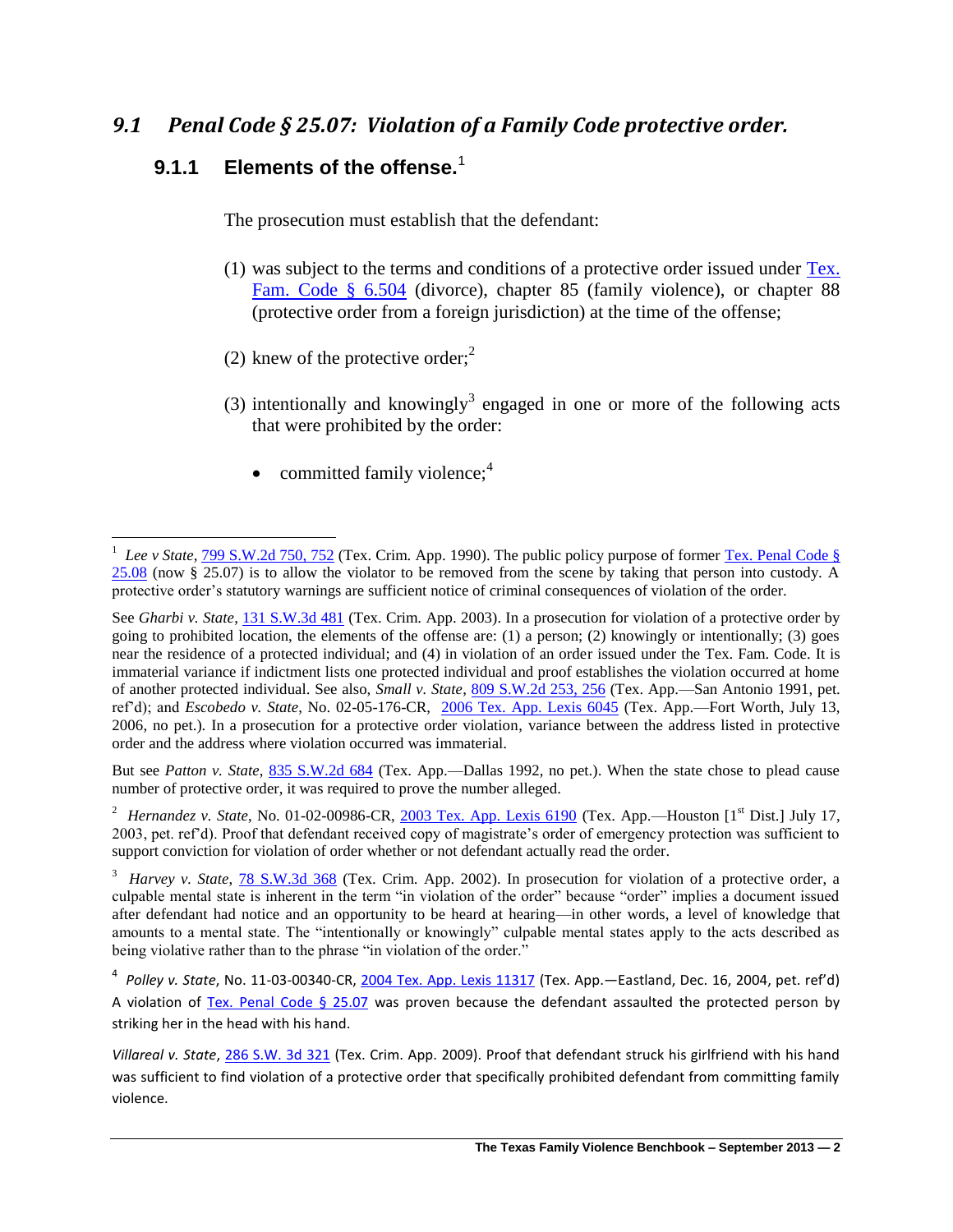## *9.1 Penal Code § 25.07: Violation of a Family Code protective order.*

### 9.1.1 Elements of the offense.[1]

The prosecution must establish that the defendant:

(1) was subject to the terms and conditions of a protective order issued under Tex. Fam. Code § 6.504 (divorce), chapter 85 (family violence), or chapter 88 (protective order from a foreign jurisdiction) at the time of the offense;

(2) knew of the protective order;[2]

(3) intentionally and knowingly[3] engaged in one or more of the following acts that were prohibited by the order:

- committed family violence;[4]

---

[1] *Lee v State*, 799 S.W.2d 750, 752 (Tex. Crim. App. 1990). The public policy purpose of former Tex. Penal Code § 25.08 (now § 25.07) is to allow the violator to be removed from the scene by taking that person into custody. A protective order's statutory warnings are sufficient notice of criminal consequences of violation of the order.

See *Gharbi v. State*, 131 S.W.3d 481 (Tex. Crim. App. 2003). In a prosecution for violation of a protective order by going to prohibited location, the elements of the offense are: (1) a person; (2) knowingly or intentionally; (3) goes near the residence of a protected individual; and (4) in violation of an order issued under the Tex. Fam. Code. It is immaterial variance if indictment lists one protected individual and proof establishes the violation occurred at home of another protected individual. See also, *Small v. State*, 809 S.W.2d 253, 256 (Tex. App.—San Antonio 1991, pet. ref'd); and *Escobedo v. State*, No. 02-05-176-CR, 2006 Tex. App. Lexis 6045 (Tex. App.—Fort Worth, July 13, 2006, no pet.). In a prosecution for a protective order violation, variance between the address listed in protective order and the address where violation occurred was immaterial.

But see *Patton v. State*, 835 S.W.2d 684 (Tex. App.—Dallas 1992, no pet.). When the state chose to plead cause number of protective order, it was required to prove the number alleged.

[2] *Hernandez v. State*, No. 01-02-00986-CR, 2003 Tex. App. Lexis 6190 (Tex. App.—Houston [1st Dist.] July 17, 2003, pet. ref'd). Proof that defendant received copy of magistrate's order of emergency protection was sufficient to support conviction for violation of order whether or not defendant actually read the order.

[3] *Harvey v. State*, 78 S.W.3d 368 (Tex. Crim. App. 2002). In prosecution for violation of a protective order, a culpable mental state is inherent in the term "in violation of the order" because "order" implies a document issued after defendant had notice and an opportunity to be heard at hearing—in other words, a level of knowledge that amounts to a mental state. The "intentionally or knowingly" culpable mental states apply to the acts described as being violative rather than to the phrase "in violation of the order."

[4] *Polley v. State*, No. 11-03-00340-CR, 2004 Tex. App. Lexis 11317 (Tex. App.—Eastland, Dec. 16, 2004, pet. ref'd) A violation of Tex. Penal Code § 25.07 was proven because the defendant assaulted the protected person by striking her in the head with his hand.

*Villareal v. State*, 286 S.W. 3d 321 (Tex. Crim. App. 2009). Proof that defendant struck his girlfriend with his hand was sufficient to find violation of a protective order that specifically prohibited defendant from committing family violence.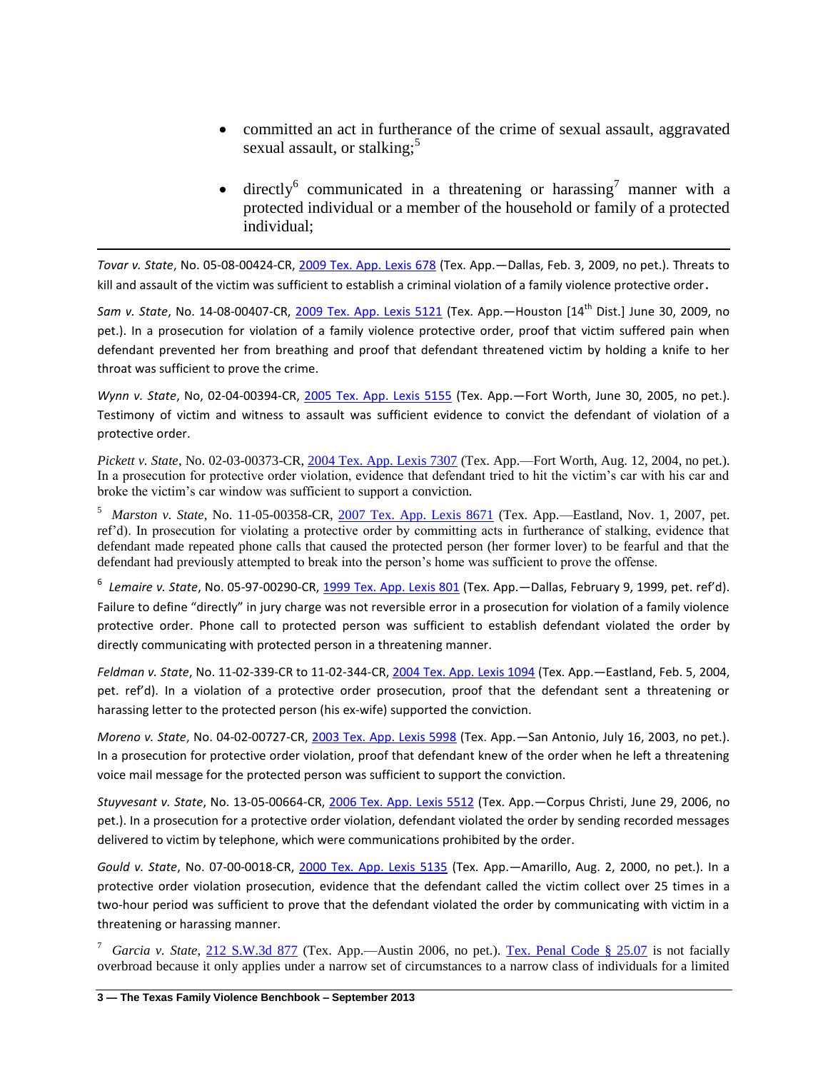- committed an act in furtherance of the crime of sexual assault, aggravated sexual assault, or stalking;[5]

- directly[6] communicated in a threatening or harassing[7] manner with a protected individual or a member of the household or family of a protected individual;

---

*Tovar v. State*, No. 05-08-00424-CR, [2009 Tex. App. Lexis 678] (Tex. App.—Dallas, Feb. 3, 2009, no pet.). Threats to kill and assault of the victim was sufficient to establish a criminal violation of a family violence protective order.

*Sam v. State*, No. 14-08-00407-CR, [2009 Tex. App. Lexis 5121] (Tex. App.—Houston [14th Dist.] June 30, 2009, no pet.). In a prosecution for violation of a family violence protective order, proof that victim suffered pain when defendant prevented her from breathing and proof that defendant threatened victim by holding a knife to her throat was sufficient to prove the crime.

*Wynn v. State*, No, 02-04-00394-CR, [2005 Tex. App. Lexis 5155] (Tex. App.—Fort Worth, June 30, 2005, no pet.). Testimony of victim and witness to assault was sufficient evidence to convict the defendant of violation of a protective order.

*Pickett v. State*, No. 02-03-00373-CR, [2004 Tex. App. Lexis 7307] (Tex. App.—Fort Worth, Aug. 12, 2004, no pet.). In a prosecution for protective order violation, evidence that defendant tried to hit the victim's car with his car and broke the victim's car window was sufficient to support a conviction.

[5] *Marston v. State*, No. 11-05-00358-CR, [2007 Tex. App. Lexis 8671] (Tex. App.—Eastland, Nov. 1, 2007, pet. ref'd). In prosecution for violating a protective order by committing acts in furtherance of stalking, evidence that defendant made repeated phone calls that caused the protected person (her former lover) to be fearful and that the defendant had previously attempted to break into the person's home was sufficient to prove the offense.

[6] *Lemaire v. State*, No. 05-97-00290-CR, [1999 Tex. App. Lexis 801] (Tex. App.—Dallas, February 9, 1999, pet. ref'd). Failure to define "directly" in jury charge was not reversible error in a prosecution for violation of a family violence protective order. Phone call to protected person was sufficient to establish defendant violated the order by directly communicating with protected person in a threatening manner.

*Feldman v. State*, No. 11-02-339-CR to 11-02-344-CR, [2004 Tex. App. Lexis 1094] (Tex. App.—Eastland, Feb. 5, 2004, pet. ref'd). In a violation of a protective order prosecution, proof that the defendant sent a threatening or harassing letter to the protected person (his ex-wife) supported the conviction.

*Moreno v. State*, No. 04-02-00727-CR, [2003 Tex. App. Lexis 5998] (Tex. App.—San Antonio, July 16, 2003, no pet.). In a prosecution for protective order violation, proof that defendant knew of the order when he left a threatening voice mail message for the protected person was sufficient to support the conviction.

*Stuyvesant v. State*, No. 13-05-00664-CR, [2006 Tex. App. Lexis 5512] (Tex. App.—Corpus Christi, June 29, 2006, no pet.). In a prosecution for a protective order violation, defendant violated the order by sending recorded messages delivered to victim by telephone, which were communications prohibited by the order.

*Gould v. State*, No. 07-00-0018-CR, [2000 Tex. App. Lexis 5135] (Tex. App.—Amarillo, Aug. 2, 2000, no pet.). In a protective order violation prosecution, evidence that the defendant called the victim collect over 25 times in a two-hour period was sufficient to prove that the defendant violated the order by communicating with victim in a threatening or harassing manner.

[7] *Garcia v. State*, [212 S.W.3d 877] (Tex. App.—Austin 2006, no pet.). [Tex. Penal Code § 25.07] is not facially overbroad because it only applies under a narrow set of circumstances to a narrow class of individuals for a limited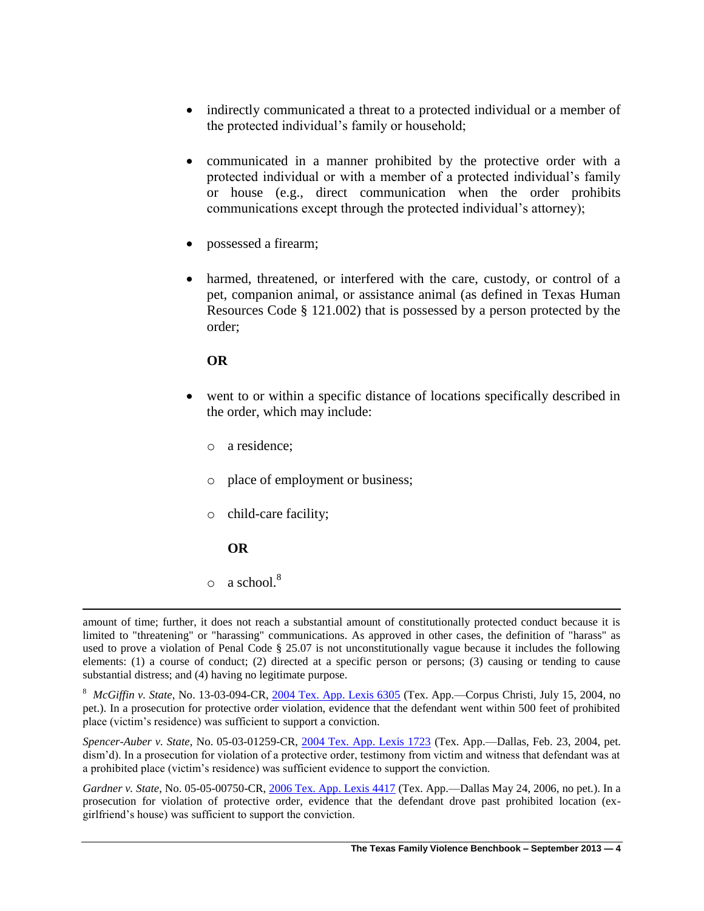- indirectly communicated a threat to a protected individual or a member of the protected individual's family or household;

- communicated in a manner prohibited by the protective order with a protected individual or with a member of a protected individual's family or house (e.g., direct communication when the order prohibits communications except through the protected individual's attorney);

- possessed a firearm;

- harmed, threatened, or interfered with the care, custody, or control of a pet, companion animal, or assistance animal (as defined in Texas Human Resources Code § 121.002) that is possessed by a person protected by the order;

  **OR**

- went to or within a specific distance of locations specifically described in the order, which may include:

  - a residence;

  - place of employment or business;

  - child-care facility;

    **OR**

  - a school.[8]

---

amount of time; further, it does not reach a substantial amount of constitutionally protected conduct because it is limited to "threatening" or "harassing" communications. As approved in other cases, the definition of "harass" as used to prove a violation of Penal Code § 25.07 is not unconstitutionally vague because it includes the following elements: (1) a course of conduct; (2) directed at a specific person or persons; (3) causing or tending to cause substantial distress; and (4) having no legitimate purpose.

[8] *McGiffin v. State*, No. 13-03-094-CR, 2004 Tex. App. Lexis 6305 (Tex. App.—Corpus Christi, July 15, 2004, no pet.). In a prosecution for protective order violation, evidence that the defendant went within 500 feet of prohibited place (victim's residence) was sufficient to support a conviction.

*Spencer-Auber v. State*, No. 05-03-01259-CR, 2004 Tex. App. Lexis 1723 (Tex. App.—Dallas, Feb. 23, 2004, pet. dism'd). In a prosecution for violation of a protective order, testimony from victim and witness that defendant was at a prohibited place (victim's residence) was sufficient evidence to support the conviction.

*Gardner v. State*, No. 05-05-00750-CR, 2006 Tex. App. Lexis 4417 (Tex. App.—Dallas May 24, 2006, no pet.). In a prosecution for violation of protective order, evidence that the defendant drove past prohibited location (ex-girlfriend's house) was sufficient to support the conviction.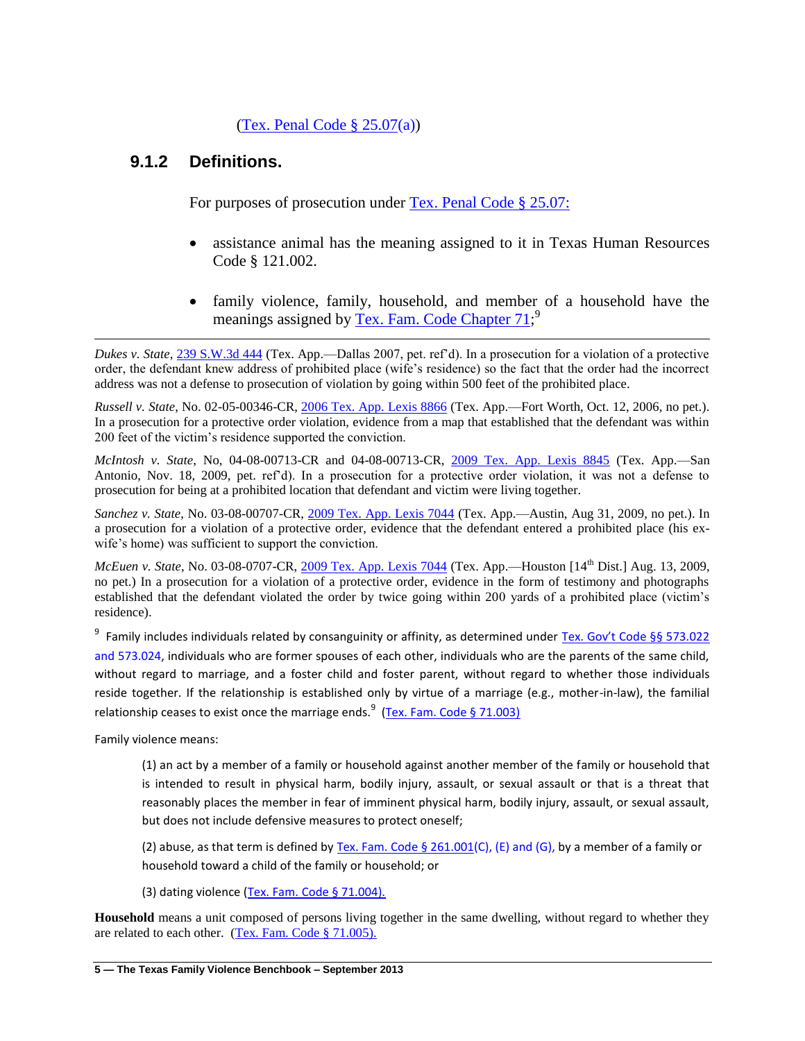(Tex. Penal Code § 25.07(a))

### 9.1.2 Definitions.

For purposes of prosecution under Tex. Penal Code § 25.07:

- assistance animal has the meaning assigned to it in Texas Human Resources Code § 121.002.
- family violence, family, household, and member of a household have the meanings assigned by Tex. Fam. Code Chapter 71;[9]

---

*Dukes v. State*, 239 S.W.3d 444 (Tex. App.—Dallas 2007, pet. ref'd). In a prosecution for a violation of a protective order, the defendant knew address of prohibited place (wife's residence) so the fact that the order had the incorrect address was not a defense to prosecution of violation by going within 500 feet of the prohibited place.

*Russell v. State*, No. 02-05-00346-CR, 2006 Tex. App. Lexis 8866 (Tex. App.—Fort Worth, Oct. 12, 2006, no pet.). In a prosecution for a protective order violation, evidence from a map that established that the defendant was within 200 feet of the victim's residence supported the conviction.

*McIntosh v. State*, No, 04-08-00713-CR and 04-08-00713-CR, 2009 Tex. App. Lexis 8845 (Tex. App.—San Antonio, Nov. 18, 2009, pet. ref'd). In a prosecution for a protective order violation, it was not a defense to prosecution for being at a prohibited location that defendant and victim were living together.

*Sanchez v. State*, No. 03-08-00707-CR, 2009 Tex. App. Lexis 7044 (Tex. App.—Austin, Aug 31, 2009, no pet.). In a prosecution for a violation of a protective order, evidence that the defendant entered a prohibited place (his ex-wife's home) was sufficient to support the conviction.

*McEuen v. State*, No. 03-08-0707-CR, 2009 Tex. App. Lexis 7044 (Tex. App.—Houston [14th Dist.] Aug. 13, 2009, no pet.) In a prosecution for a violation of a protective order, evidence in the form of testimony and photographs established that the defendant violated the order by twice going within 200 yards of a prohibited place (victim's residence).

[9] Family includes individuals related by consanguinity or affinity, as determined under Tex. Gov't Code §§ 573.022 and 573.024, individuals who are former spouses of each other, individuals who are the parents of the same child, without regard to marriage, and a foster child and foster parent, without regard to whether those individuals reside together. If the relationship is established only by virtue of a marriage (e.g., mother-in-law), the familial relationship ceases to exist once the marriage ends.[9] (Tex. Fam. Code § 71.003)

Family violence means:

> (1) an act by a member of a family or household against another member of the family or household that is intended to result in physical harm, bodily injury, assault, or sexual assault or that is a threat that reasonably places the member in fear of imminent physical harm, bodily injury, assault, or sexual assault, but does not include defensive measures to protect oneself;
>
> (2) abuse, as that term is defined by Tex. Fam. Code § 261.001(C), (E) and (G), by a member of a family or household toward a child of the family or household; or
>
> (3) dating violence (Tex. Fam. Code § 71.004).

**Household** means a unit composed of persons living together in the same dwelling, without regard to whether they are related to each other. (Tex. Fam. Code § 71.005).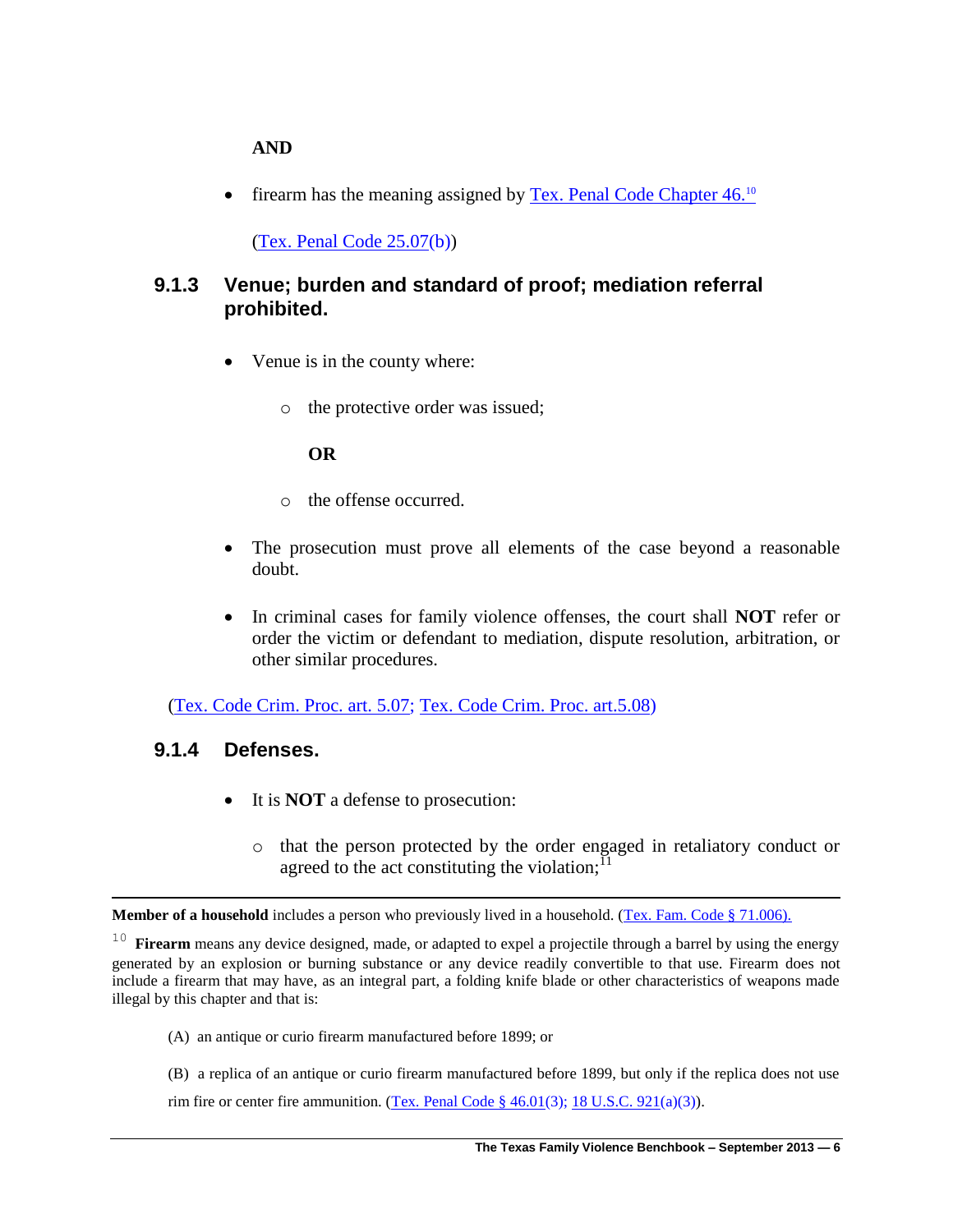**AND**

- firearm has the meaning assigned by Tex. Penal Code Chapter 46.[10]

  (Tex. Penal Code 25.07(b))

### 9.1.3 Venue; burden and standard of proof; mediation referral prohibited.

- Venue is in the county where:
  - the protective order was issued;

    **OR**

  - the offense occurred.

- The prosecution must prove all elements of the case beyond a reasonable doubt.

- In criminal cases for family violence offenses, the court shall **NOT** refer or order the victim or defendant to mediation, dispute resolution, arbitration, or other similar procedures.

(Tex. Code Crim. Proc. art. 5.07; Tex. Code Crim. Proc. art.5.08)

### 9.1.4 Defenses.

- It is **NOT** a defense to prosecution:
  - that the person protected by the order engaged in retaliatory conduct or agreed to the act constituting the violation;[11]

---

**Member of a household** includes a person who previously lived in a household. (Tex. Fam. Code § 71.006).

[10] **Firearm** means any device designed, made, or adapted to expel a projectile through a barrel by using the energy generated by an explosion or burning substance or any device readily convertible to that use. Firearm does not include a firearm that may have, as an integral part, a folding knife blade or other characteristics of weapons made illegal by this chapter and that is:

(A) an antique or curio firearm manufactured before 1899; or

(B) a replica of an antique or curio firearm manufactured before 1899, but only if the replica does not use rim fire or center fire ammunition. (Tex. Penal Code § 46.01(3); 18 U.S.C. 921(a)(3)).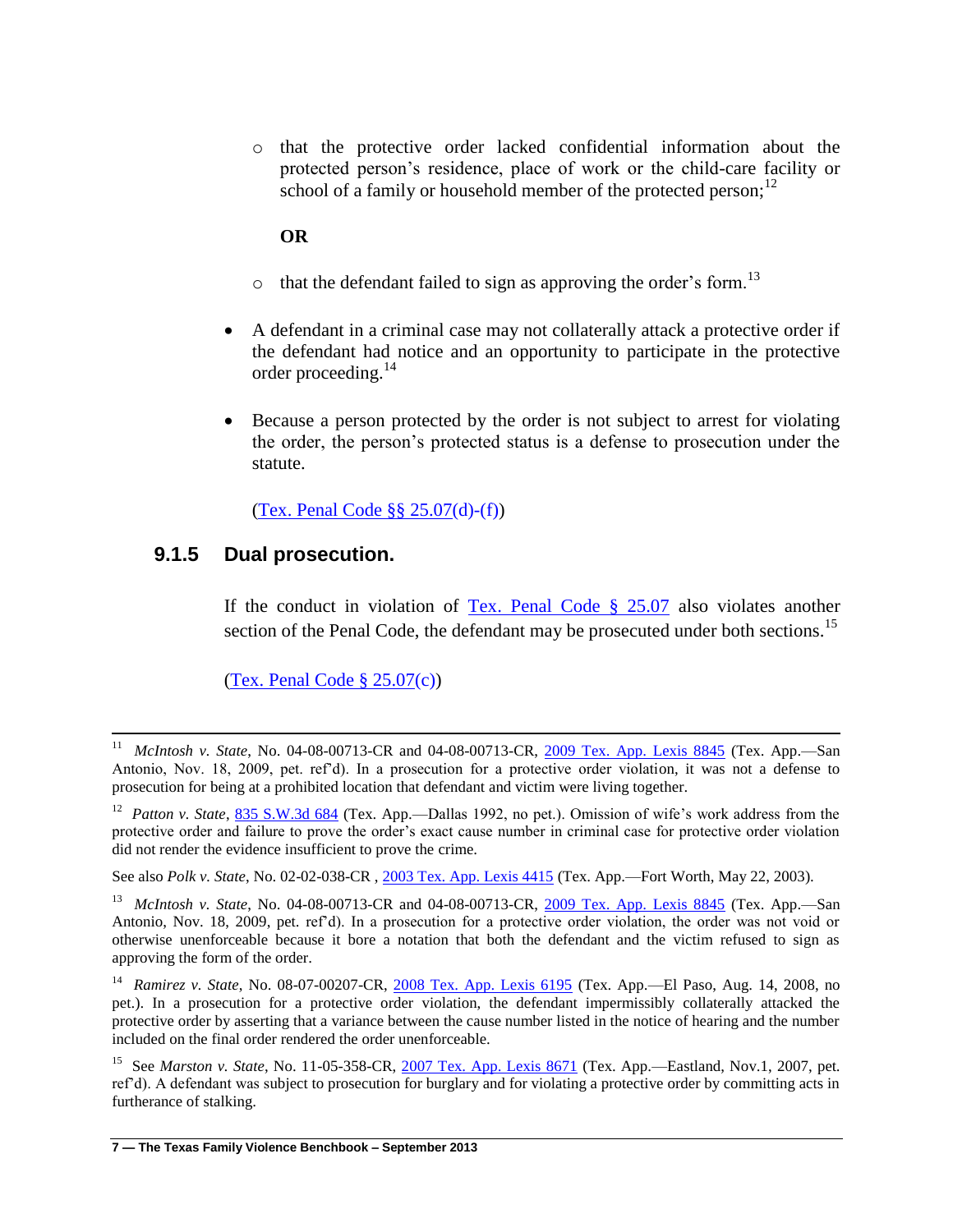- that the protective order lacked confidential information about the protected person's residence, place of work or the child-care facility or school of a family or household member of the protected person;[12]

    **OR**

  - that the defendant failed to sign as approving the order's form.[13]

- A defendant in a criminal case may not collaterally attack a protective order if the defendant had notice and an opportunity to participate in the protective order proceeding.[14]

- Because a person protected by the order is not subject to arrest for violating the order, the person's protected status is a defense to prosecution under the statute.

  (Tex. Penal Code §§ 25.07(d)-(f))

### 9.1.5 Dual prosecution.

If the conduct in violation of Tex. Penal Code § 25.07 also violates another section of the Penal Code, the defendant may be prosecuted under both sections.[15]

(Tex. Penal Code § 25.07(c))

---

[11] *McIntosh v. State*, No. 04-08-00713-CR and 04-08-00713-CR, 2009 Tex. App. Lexis 8845 (Tex. App.—San Antonio, Nov. 18, 2009, pet. ref'd). In a prosecution for a protective order violation, it was not a defense to prosecution for being at a prohibited location that defendant and victim were living together.

[12] *Patton v. State*, 835 S.W.3d 684 (Tex. App.—Dallas 1992, no pet.). Omission of wife's work address from the protective order and failure to prove the order's exact cause number in criminal case for protective order violation did not render the evidence insufficient to prove the crime.

See also *Polk v. State*, No. 02-02-038-CR , 2003 Tex. App. Lexis 4415 (Tex. App.—Fort Worth, May 22, 2003).

[13] *McIntosh v. State*, No. 04-08-00713-CR and 04-08-00713-CR, 2009 Tex. App. Lexis 8845 (Tex. App.—San Antonio, Nov. 18, 2009, pet. ref'd). In a prosecution for a protective order violation, the order was not void or otherwise unenforceable because it bore a notation that both the defendant and the victim refused to sign as approving the form of the order.

[14] *Ramirez v. State*, No. 08-07-00207-CR, 2008 Tex. App. Lexis 6195 (Tex. App.—El Paso, Aug. 14, 2008, no pet.). In a prosecution for a protective order violation, the defendant impermissibly collaterally attacked the protective order by asserting that a variance between the cause number listed in the notice of hearing and the number included on the final order rendered the order unenforceable.

[15] See *Marston v. State*, No. 11-05-358-CR, 2007 Tex. App. Lexis 8671 (Tex. App.—Eastland, Nov.1, 2007, pet. ref'd). A defendant was subject to prosecution for burglary and for violating a protective order by committing acts in furtherance of stalking.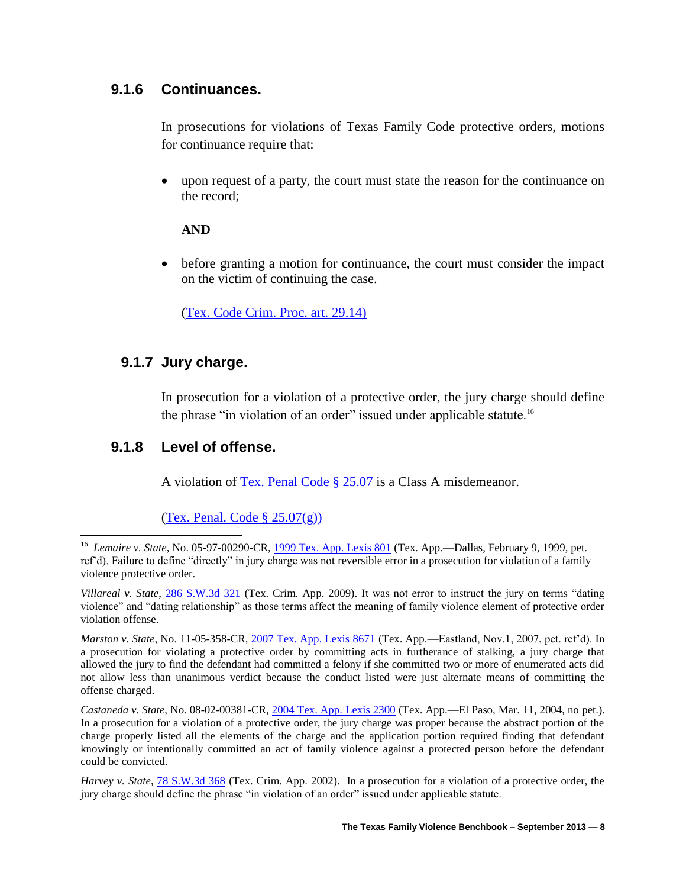### 9.1.6 Continuances.

In prosecutions for violations of Texas Family Code protective orders, motions for continuance require that:

- upon request of a party, the court must state the reason for the continuance on the record;

  **AND**

- before granting a motion for continuance, the court must consider the impact on the victim of continuing the case.

  (Tex. Code Crim. Proc. art. 29.14)

### 9.1.7 Jury charge.

In prosecution for a violation of a protective order, the jury charge should define the phrase "in violation of an order" issued under applicable statute.[16]

### 9.1.8 Level of offense.

A violation of Tex. Penal Code § 25.07 is a Class A misdemeanor.

(Tex. Penal. Code § 25.07(g))

---

[16] *Lemaire v. State*, No. 05-97-00290-CR, 1999 Tex. App. Lexis 801 (Tex. App.—Dallas, February 9, 1999, pet. ref'd). Failure to define "directly" in jury charge was not reversible error in a prosecution for violation of a family violence protective order.

*Villareal v. State*, 286 S.W.3d 321 (Tex. Crim. App. 2009). It was not error to instruct the jury on terms "dating violence" and "dating relationship" as those terms affect the meaning of family violence element of protective order violation offense.

*Marston v. State*, No. 11-05-358-CR, 2007 Tex. App. Lexis 8671 (Tex. App.—Eastland, Nov.1, 2007, pet. ref'd). In a prosecution for violating a protective order by committing acts in furtherance of stalking, a jury charge that allowed the jury to find the defendant had committed a felony if she committed two or more of enumerated acts did not allow less than unanimous verdict because the conduct listed were just alternate means of committing the offense charged.

*Castaneda v. State*, No. 08-02-00381-CR, 2004 Tex. App. Lexis 2300 (Tex. App.—El Paso, Mar. 11, 2004, no pet.). In a prosecution for a violation of a protective order, the jury charge was proper because the abstract portion of the charge properly listed all the elements of the charge and the application portion required finding that defendant knowingly or intentionally committed an act of family violence against a protected person before the defendant could be convicted.

*Harvey v. State*, 78 S.W.3d 368 (Tex. Crim. App. 2002). In a prosecution for a violation of a protective order, the jury charge should define the phrase "in violation of an order" issued under applicable statute.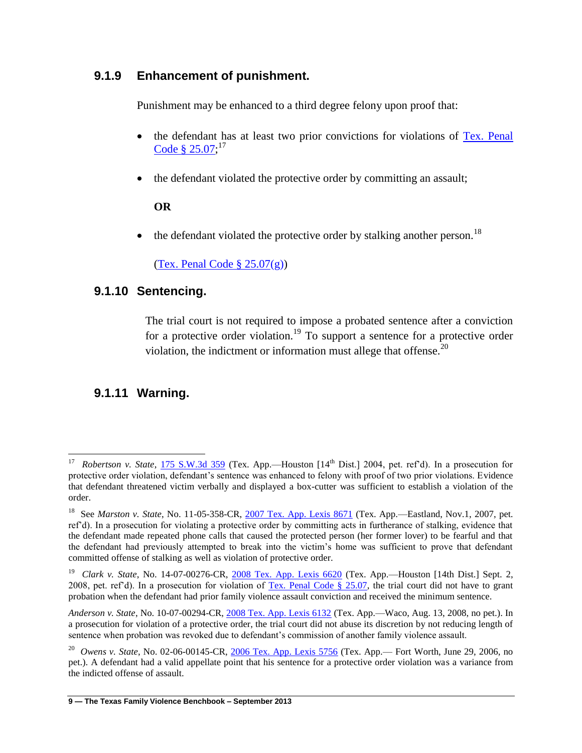### 9.1.9 Enhancement of punishment.

Punishment may be enhanced to a third degree felony upon proof that:

- the defendant has at least two prior convictions for violations of Tex. Penal Code § 25.07;[17]
- the defendant violated the protective order by committing an assault;

  **OR**

- the defendant violated the protective order by stalking another person.[18]

  (Tex. Penal Code § 25.07(g))

### 9.1.10 Sentencing.

The trial court is not required to impose a probated sentence after a conviction for a protective order violation.[19] To support a sentence for a protective order violation, the indictment or information must allege that offense.[20]

### 9.1.11 Warning.

---

[17] *Robertson v. State*, 175 S.W.3d 359 (Tex. App.—Houston [14th Dist.] 2004, pet. ref'd). In a prosecution for protective order violation, defendant's sentence was enhanced to felony with proof of two prior violations. Evidence that defendant threatened victim verbally and displayed a box-cutter was sufficient to establish a violation of the order.

[18] See *Marston v. State*, No. 11-05-358-CR, 2007 Tex. App. Lexis 8671 (Tex. App.—Eastland, Nov.1, 2007, pet. ref'd). In a prosecution for violating a protective order by committing acts in furtherance of stalking, evidence that the defendant made repeated phone calls that caused the protected person (her former lover) to be fearful and that the defendant had previously attempted to break into the victim's home was sufficient to prove that defendant committed offense of stalking as well as violation of protective order.

[19] *Clark v. State*, No. 14-07-00276-CR, 2008 Tex. App. Lexis 6620 (Tex. App.—Houston [14th Dist.] Sept. 2, 2008, pet. ref'd). In a prosecution for violation of Tex. Penal Code § 25.07, the trial court did not have to grant probation when the defendant had prior family violence assault conviction and received the minimum sentence.

*Anderson v. State*, No. 10-07-00294-CR, 2008 Tex. App. Lexis 6132 (Tex. App.—Waco, Aug. 13, 2008, no pet.). In a prosecution for violation of a protective order, the trial court did not abuse its discretion by not reducing length of sentence when probation was revoked due to defendant's commission of another family violence assault.

[20] *Owens v. State*, No. 02-06-00145-CR, 2006 Tex. App. Lexis 5756 (Tex. App.— Fort Worth, June 29, 2006, no pet.). A defendant had a valid appellate point that his sentence for a protective order violation was a variance from the indicted offense of assault.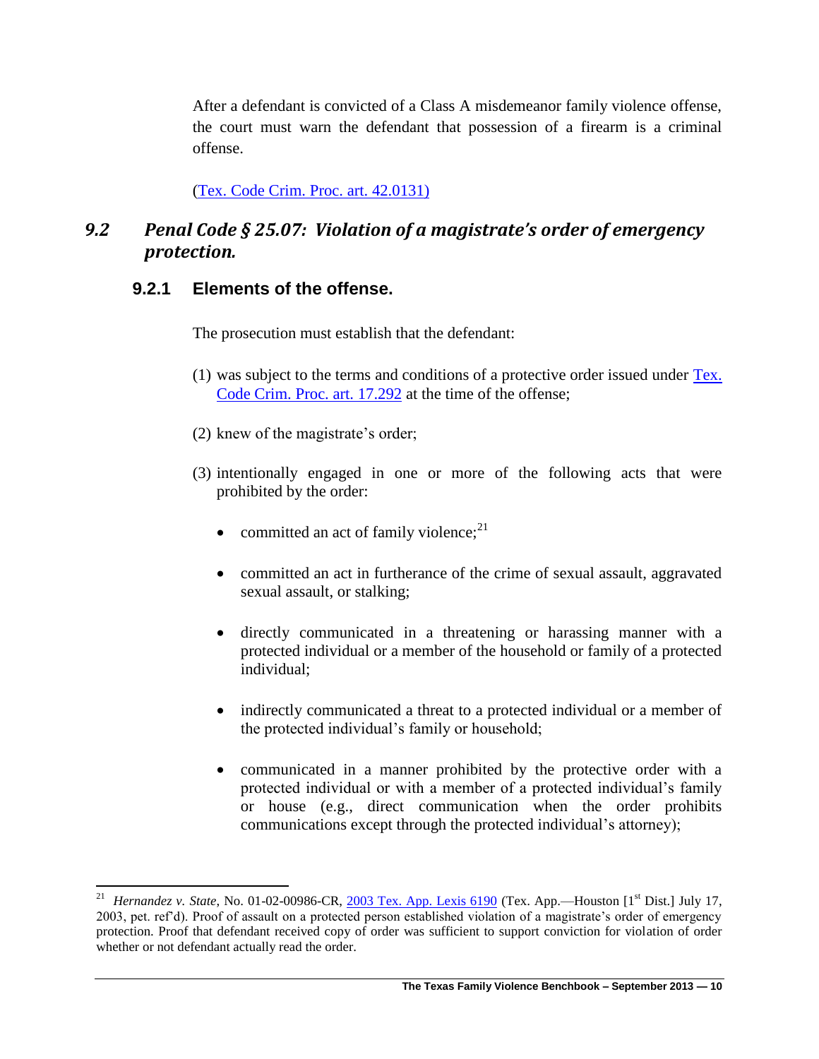After a defendant is convicted of a Class A misdemeanor family violence offense, the court must warn the defendant that possession of a firearm is a criminal offense.

(Tex. Code Crim. Proc. art. 42.0131)

## 9.2 *Penal Code § 25.07: Violation of a magistrate's order of emergency protection.*

### 9.2.1 Elements of the offense.

The prosecution must establish that the defendant:

(1) was subject to the terms and conditions of a protective order issued under Tex. Code Crim. Proc. art. 17.292 at the time of the offense;

(2) knew of the magistrate's order;

(3) intentionally engaged in one or more of the following acts that were prohibited by the order:

- committed an act of family violence;[21]
- committed an act in furtherance of the crime of sexual assault, aggravated sexual assault, or stalking;
- directly communicated in a threatening or harassing manner with a protected individual or a member of the household or family of a protected individual;
- indirectly communicated a threat to a protected individual or a member of the protected individual's family or household;
- communicated in a manner prohibited by the protective order with a protected individual or with a member of a protected individual's family or house (e.g., direct communication when the order prohibits communications except through the protected individual's attorney);

---

[21] *Hernandez v. State*, No. 01-02-00986-CR, 2003 Tex. App. Lexis 6190 (Tex. App.—Houston [1st Dist.] July 17, 2003, pet. ref'd). Proof of assault on a protected person established violation of a magistrate's order of emergency protection. Proof that defendant received copy of order was sufficient to support conviction for violation of order whether or not defendant actually read the order.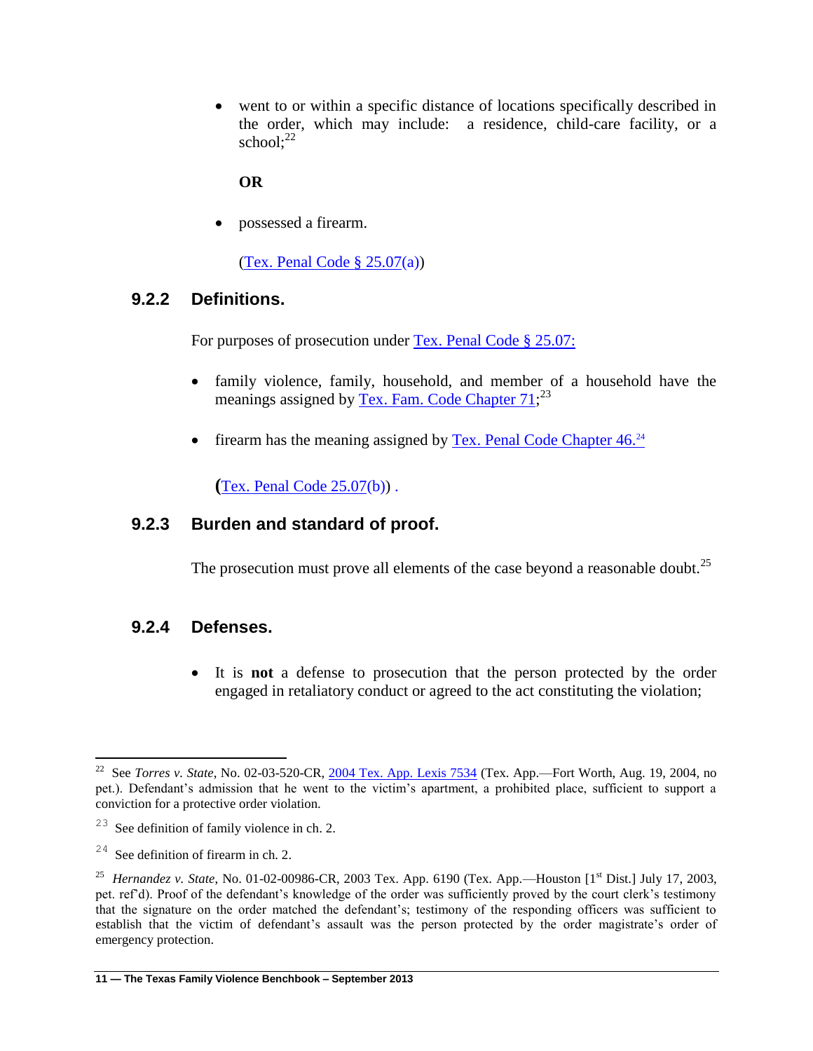- went to or within a specific distance of locations specifically described in the order, which may include: a residence, child-care facility, or a school;[22]

**OR**

- possessed a firearm.

(Tex. Penal Code § 25.07(a))

### 9.2.2 Definitions.

For purposes of prosecution under Tex. Penal Code § 25.07:

- family violence, family, household, and member of a household have the meanings assigned by Tex. Fam. Code Chapter 71;[23]
- firearm has the meaning assigned by Tex. Penal Code Chapter 46.[24]

(Tex. Penal Code 25.07(b)) .

### 9.2.3 Burden and standard of proof.

The prosecution must prove all elements of the case beyond a reasonable doubt.[25]

### 9.2.4 Defenses.

- It is **not** a defense to prosecution that the person protected by the order engaged in retaliatory conduct or agreed to the act constituting the violation;

---

[22] See *Torres v. State*, No. 02-03-520-CR, 2004 Tex. App. Lexis 7534 (Tex. App.—Fort Worth, Aug. 19, 2004, no pet.). Defendant's admission that he went to the victim's apartment, a prohibited place, sufficient to support a conviction for a protective order violation.

[23] See definition of family violence in ch. 2.

[24] See definition of firearm in ch. 2.

[25] *Hernandez v. State*, No. 01-02-00986-CR, 2003 Tex. App. 6190 (Tex. App.—Houston [1st Dist.] July 17, 2003, pet. ref'd). Proof of the defendant's knowledge of the order was sufficiently proved by the court clerk's testimony that the signature on the order matched the defendant's; testimony of the responding officers was sufficient to establish that the victim of defendant's assault was the person protected by the order magistrate's order of emergency protection.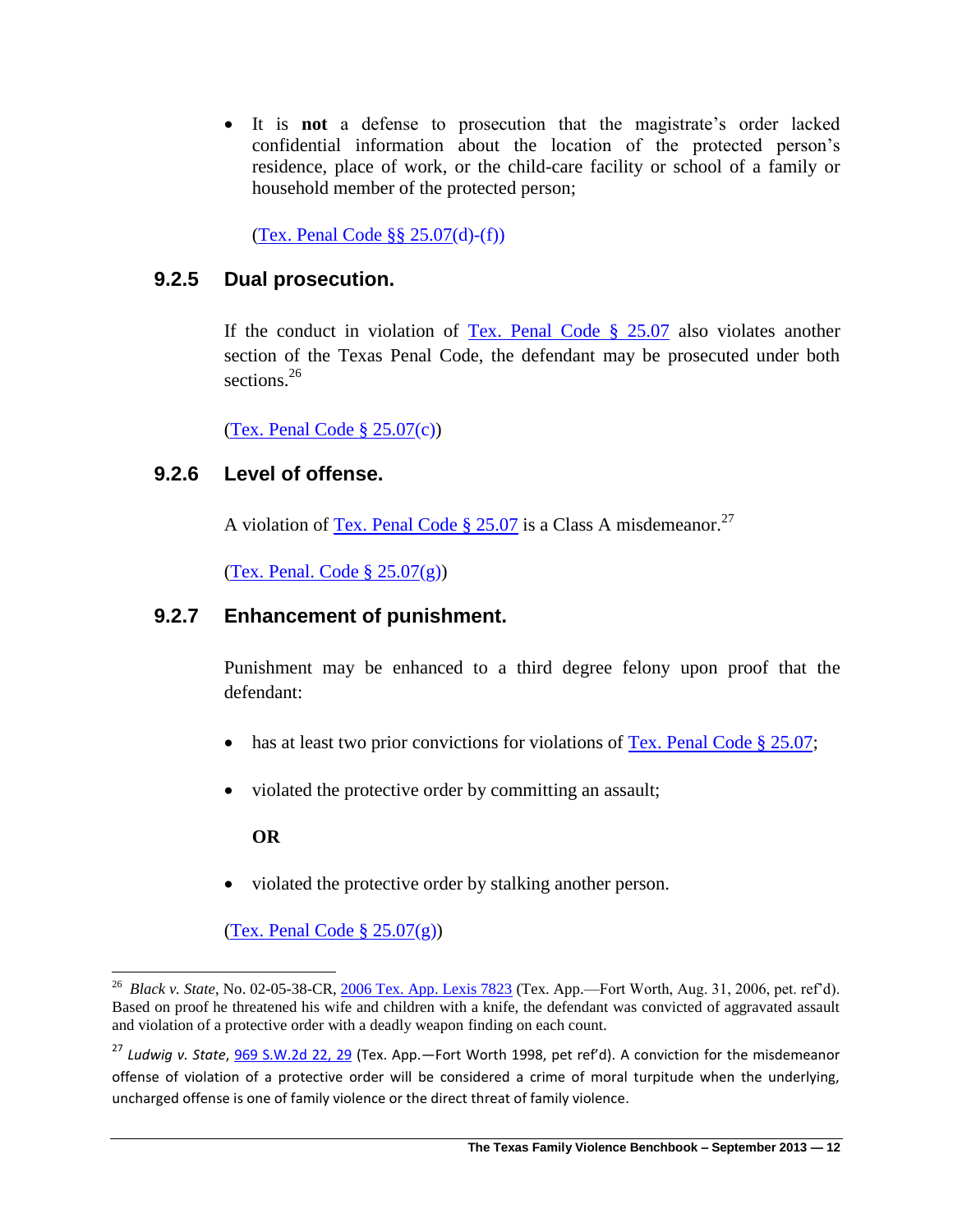- It is **not** a defense to prosecution that the magistrate's order lacked confidential information about the location of the protected person's residence, place of work, or the child-care facility or school of a family or household member of the protected person;

(Tex. Penal Code §§ 25.07(d)-(f))

### 9.2.5 Dual prosecution.

If the conduct in violation of Tex. Penal Code § 25.07 also violates another section of the Texas Penal Code, the defendant may be prosecuted under both sections.[26]

(Tex. Penal Code § 25.07(c))

### 9.2.6 Level of offense.

A violation of Tex. Penal Code § 25.07 is a Class A misdemeanor.[27]

(Tex. Penal. Code § 25.07(g))

### 9.2.7 Enhancement of punishment.

Punishment may be enhanced to a third degree felony upon proof that the defendant:

- has at least two prior convictions for violations of Tex. Penal Code § 25.07;
- violated the protective order by committing an assault;

**OR**

- violated the protective order by stalking another person.

(Tex. Penal Code § 25.07(g))

---

[26] *Black v. State*, No. 02-05-38-CR, 2006 Tex. App. Lexis 7823 (Tex. App.—Fort Worth, Aug. 31, 2006, pet. ref'd). Based on proof he threatened his wife and children with a knife, the defendant was convicted of aggravated assault and violation of a protective order with a deadly weapon finding on each count.

[27] *Ludwig v. State*, 969 S.W.2d 22, 29 (Tex. App.—Fort Worth 1998, pet ref'd). A conviction for the misdemeanor offense of violation of a protective order will be considered a crime of moral turpitude when the underlying, uncharged offense is one of family violence or the direct threat of family violence.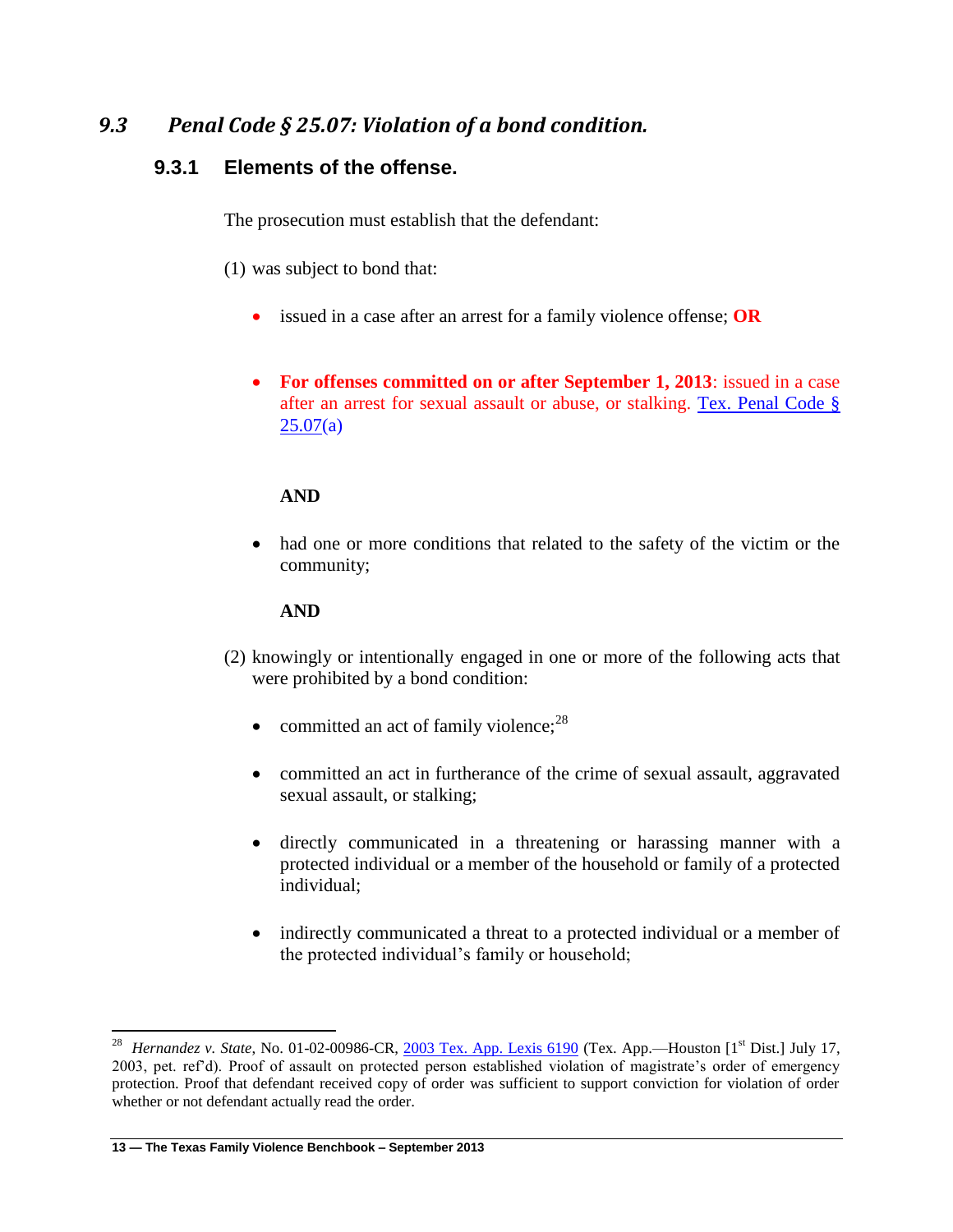## *9.3 Penal Code § 25.07: Violation of a bond condition.*

### 9.3.1 Elements of the offense.

The prosecution must establish that the defendant:

(1) was subject to bond that:

- issued in a case after an arrest for a family violence offense; **OR**

- **For offenses committed on or after September 1, 2013**: issued in a case after an arrest for sexual assault or abuse, or stalking. Tex. Penal Code § 25.07(a)

  **AND**

- had one or more conditions that related to the safety of the victim or the community;

  **AND**

(2) knowingly or intentionally engaged in one or more of the following acts that were prohibited by a bond condition:

- committed an act of family violence;[28]

- committed an act in furtherance of the crime of sexual assault, aggravated sexual assault, or stalking;

- directly communicated in a threatening or harassing manner with a protected individual or a member of the household or family of a protected individual;

- indirectly communicated a threat to a protected individual or a member of the protected individual's family or household;

---

[28] *Hernandez v. State*, No. 01-02-00986-CR, 2003 Tex. App. Lexis 6190 (Tex. App.—Houston [1st Dist.] July 17, 2003, pet. ref'd). Proof of assault on protected person established violation of magistrate's order of emergency protection. Proof that defendant received copy of order was sufficient to support conviction for violation of order whether or not defendant actually read the order.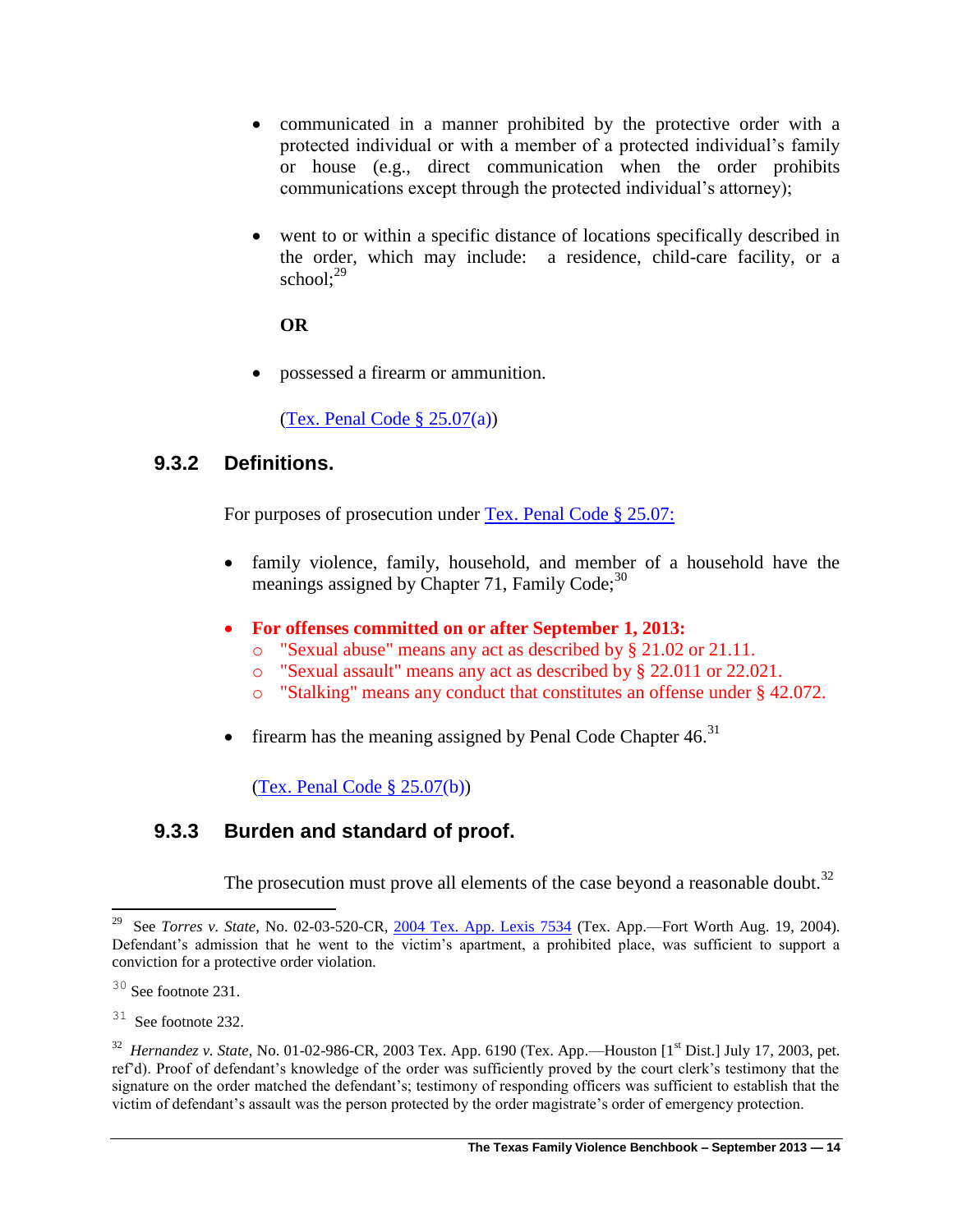- communicated in a manner prohibited by the protective order with a protected individual or with a member of a protected individual's family or house (e.g., direct communication when the order prohibits communications except through the protected individual's attorney);

- went to or within a specific distance of locations specifically described in the order, which may include: a residence, child-care facility, or a school;[29]

**OR**

- possessed a firearm or ammunition.

(Tex. Penal Code § 25.07(a))

### 9.3.2 Definitions.

For purposes of prosecution under Tex. Penal Code § 25.07:

- family violence, family, household, and member of a household have the meanings assigned by Chapter 71, Family Code;[30]

- **For offenses committed on or after September 1, 2013:**
  - "Sexual abuse" means any act as described by § 21.02 or 21.11.
  - "Sexual assault" means any act as described by § 22.011 or 22.021.
  - "Stalking" means any conduct that constitutes an offense under § 42.072.

- firearm has the meaning assigned by Penal Code Chapter 46.[31]

(Tex. Penal Code § 25.07(b))

### 9.3.3 Burden and standard of proof.

The prosecution must prove all elements of the case beyond a reasonable doubt.[32]

---

[29] See *Torres v. State*, No. 02-03-520-CR, 2004 Tex. App. Lexis 7534 (Tex. App.—Fort Worth Aug. 19, 2004). Defendant's admission that he went to the victim's apartment, a prohibited place, was sufficient to support a conviction for a protective order violation.

[30] See footnote 231.

[31] See footnote 232.

[32] *Hernandez v. State*, No. 01-02-986-CR, 2003 Tex. App. 6190 (Tex. App.—Houston [1st Dist.] July 17, 2003, pet. ref'd). Proof of defendant's knowledge of the order was sufficiently proved by the court clerk's testimony that the signature on the order matched the defendant's; testimony of responding officers was sufficient to establish that the victim of defendant's assault was the person protected by the order magistrate's order of emergency protection.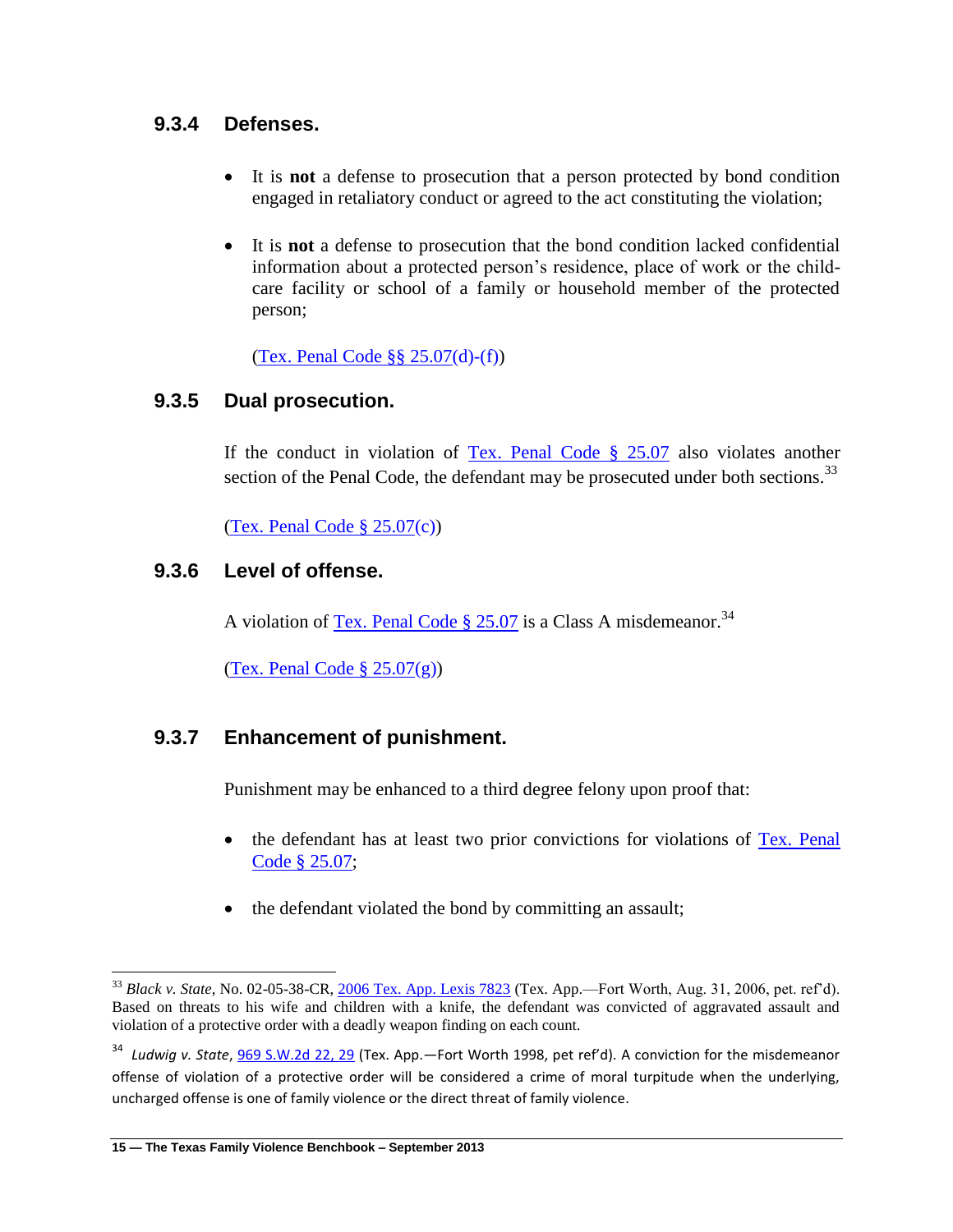### 9.3.4 Defenses.

- It is **not** a defense to prosecution that a person protected by bond condition engaged in retaliatory conduct or agreed to the act constituting the violation;

- It is **not** a defense to prosecution that the bond condition lacked confidential information about a protected person's residence, place of work or the child-care facility or school of a family or household member of the protected person;

  (Tex. Penal Code §§ 25.07(d)-(f))

### 9.3.5 Dual prosecution.

If the conduct in violation of Tex. Penal Code § 25.07 also violates another section of the Penal Code, the defendant may be prosecuted under both sections.[33]

(Tex. Penal Code § 25.07(c))

### 9.3.6 Level of offense.

A violation of Tex. Penal Code § 25.07 is a Class A misdemeanor.[34]

(Tex. Penal Code § 25.07(g))

### 9.3.7 Enhancement of punishment.

Punishment may be enhanced to a third degree felony upon proof that:

- the defendant has at least two prior convictions for violations of Tex. Penal Code § 25.07;

- the defendant violated the bond by committing an assault;

---

[33] *Black v. State*, No. 02-05-38-CR, 2006 Tex. App. Lexis 7823 (Tex. App.—Fort Worth, Aug. 31, 2006, pet. ref'd). Based on threats to his wife and children with a knife, the defendant was convicted of aggravated assault and violation of a protective order with a deadly weapon finding on each count.

[34] *Ludwig v. State*, 969 S.W.2d 22, 29 (Tex. App.—Fort Worth 1998, pet ref'd). A conviction for the misdemeanor offense of violation of a protective order will be considered a crime of moral turpitude when the underlying, uncharged offense is one of family violence or the direct threat of family violence.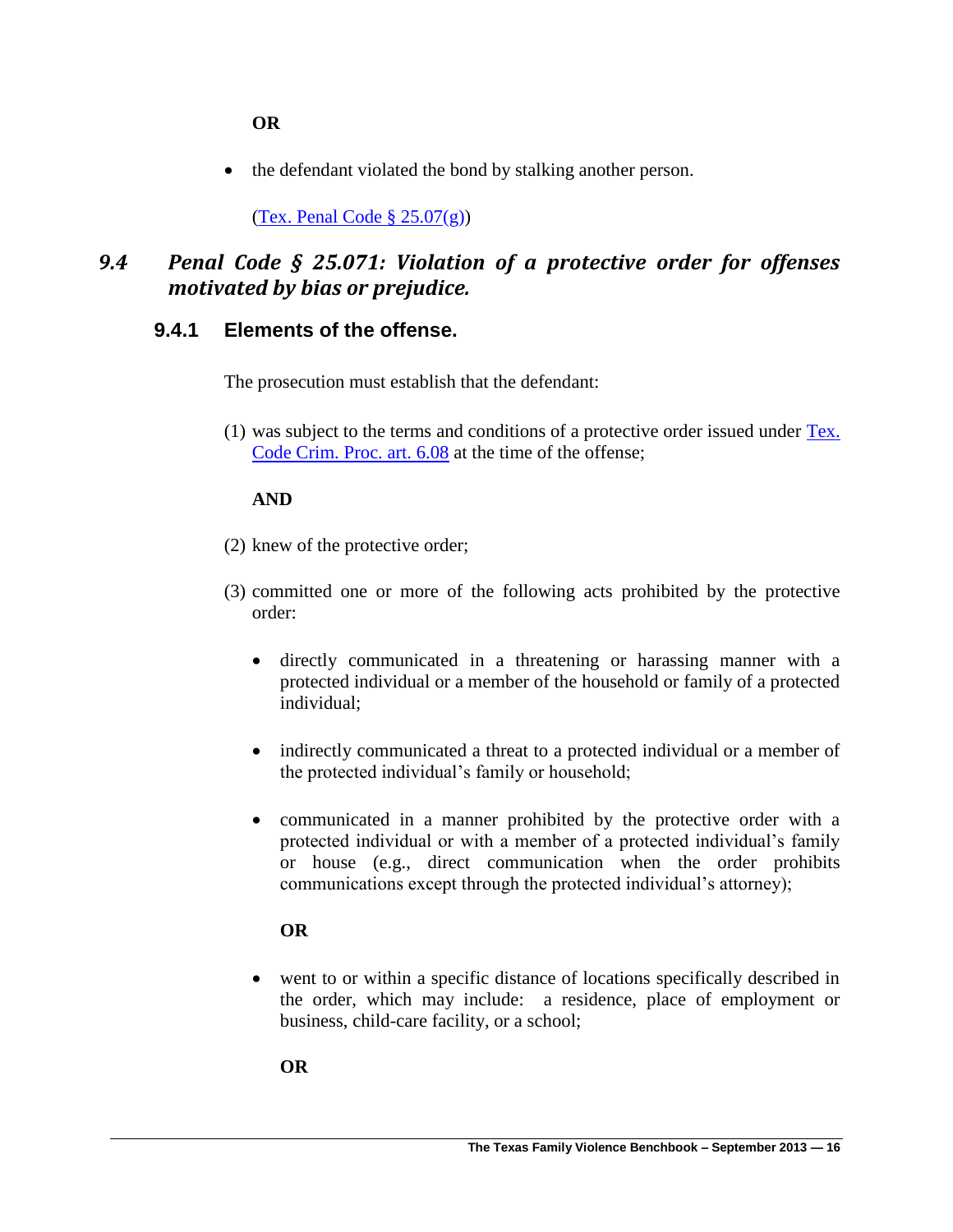**OR**

- the defendant violated the bond by stalking another person.

  (Tex. Penal Code § 25.07(g))

## *9.4 Penal Code § 25.071: Violation of a protective order for offenses motivated by bias or prejudice.*

### 9.4.1 Elements of the offense.

The prosecution must establish that the defendant:

(1) was subject to the terms and conditions of a protective order issued under Tex. Code Crim. Proc. art. 6.08 at the time of the offense;

**AND**

(2) knew of the protective order;

(3) committed one or more of the following acts prohibited by the protective order:

- directly communicated in a threatening or harassing manner with a protected individual or a member of the household or family of a protected individual;

- indirectly communicated a threat to a protected individual or a member of the protected individual's family or household;

- communicated in a manner prohibited by the protective order with a protected individual or with a member of a protected individual's family or house (e.g., direct communication when the order prohibits communications except through the protected individual's attorney);

  **OR**

- went to or within a specific distance of locations specifically described in the order, which may include: a residence, place of employment or business, child-care facility, or a school;

  **OR**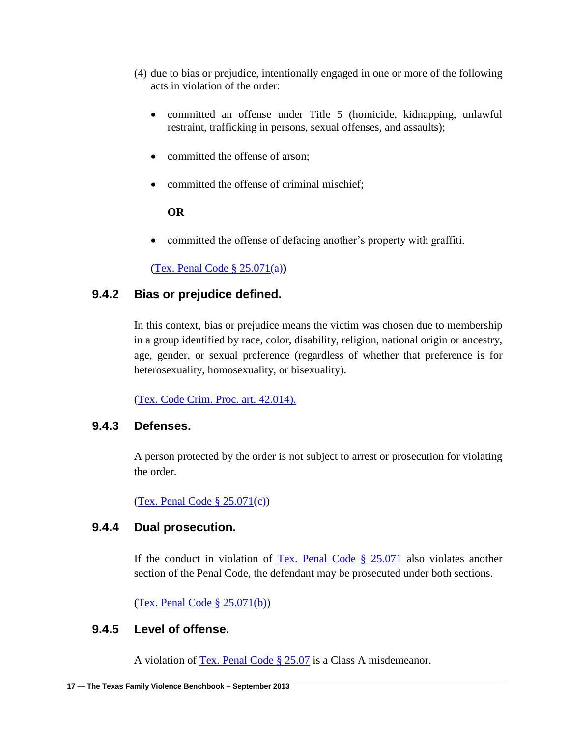(4) due to bias or prejudice, intentionally engaged in one or more of the following acts in violation of the order:

- committed an offense under Title 5 (homicide, kidnapping, unlawful restraint, trafficking in persons, sexual offenses, and assaults);

- committed the offense of arson;

- committed the offense of criminal mischief;

  **OR**

- committed the offense of defacing another's property with graffiti.

(Tex. Penal Code § 25.071(a)**)**

### 9.4.2 Bias or prejudice defined.

In this context, bias or prejudice means the victim was chosen due to membership in a group identified by race, color, disability, religion, national origin or ancestry, age, gender, or sexual preference (regardless of whether that preference is for heterosexuality, homosexuality, or bisexuality).

(Tex. Code Crim. Proc. art. 42.014).

### 9.4.3 Defenses.

A person protected by the order is not subject to arrest or prosecution for violating the order.

(Tex. Penal Code § 25.071(c))

### 9.4.4 Dual prosecution.

If the conduct in violation of Tex. Penal Code § 25.071 also violates another section of the Penal Code, the defendant may be prosecuted under both sections.

(Tex. Penal Code § 25.071(b))

### 9.4.5 Level of offense.

A violation of Tex. Penal Code § 25.07 is a Class A misdemeanor.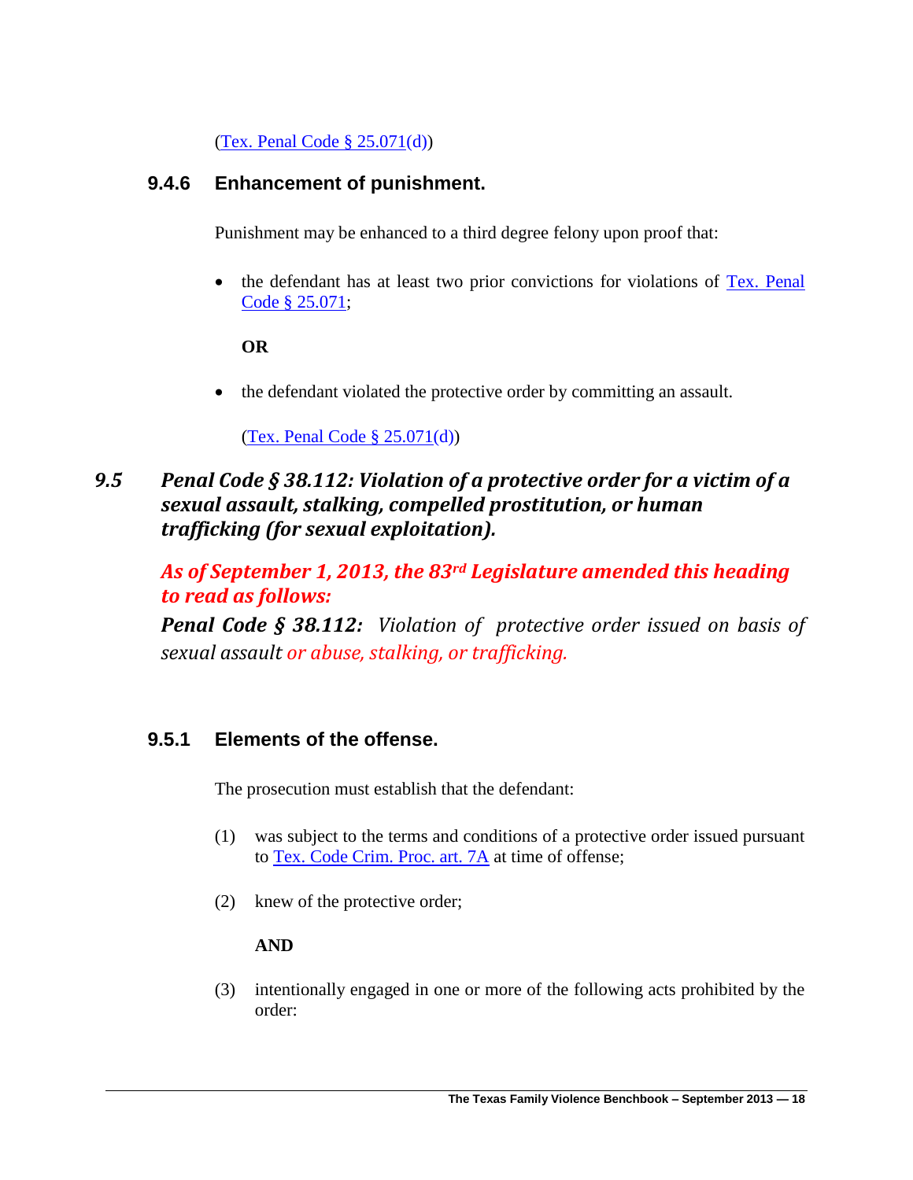(Tex. Penal Code § 25.071(d))

### 9.4.6 Enhancement of punishment.

Punishment may be enhanced to a third degree felony upon proof that:

- the defendant has at least two prior convictions for violations of Tex. Penal Code § 25.071;

  **OR**

- the defendant violated the protective order by committing an assault.

  (Tex. Penal Code § 25.071(d))

## *9.5 Penal Code § 38.112: Violation of a protective order for a victim of a sexual assault, stalking, compelled prostitution, or human trafficking (for sexual exploitation).*

***As of September 1, 2013, the 83rd Legislature amended this heading to read as follows:***

***Penal Code § 38.112:*** *Violation of protective order issued on basis of sexual assault or abuse, stalking, or trafficking.*

### 9.5.1 Elements of the offense.

The prosecution must establish that the defendant:

(1) was subject to the terms and conditions of a protective order issued pursuant to Tex. Code Crim. Proc. art. 7A at time of offense;

(2) knew of the protective order;

**AND**

(3) intentionally engaged in one or more of the following acts prohibited by the order: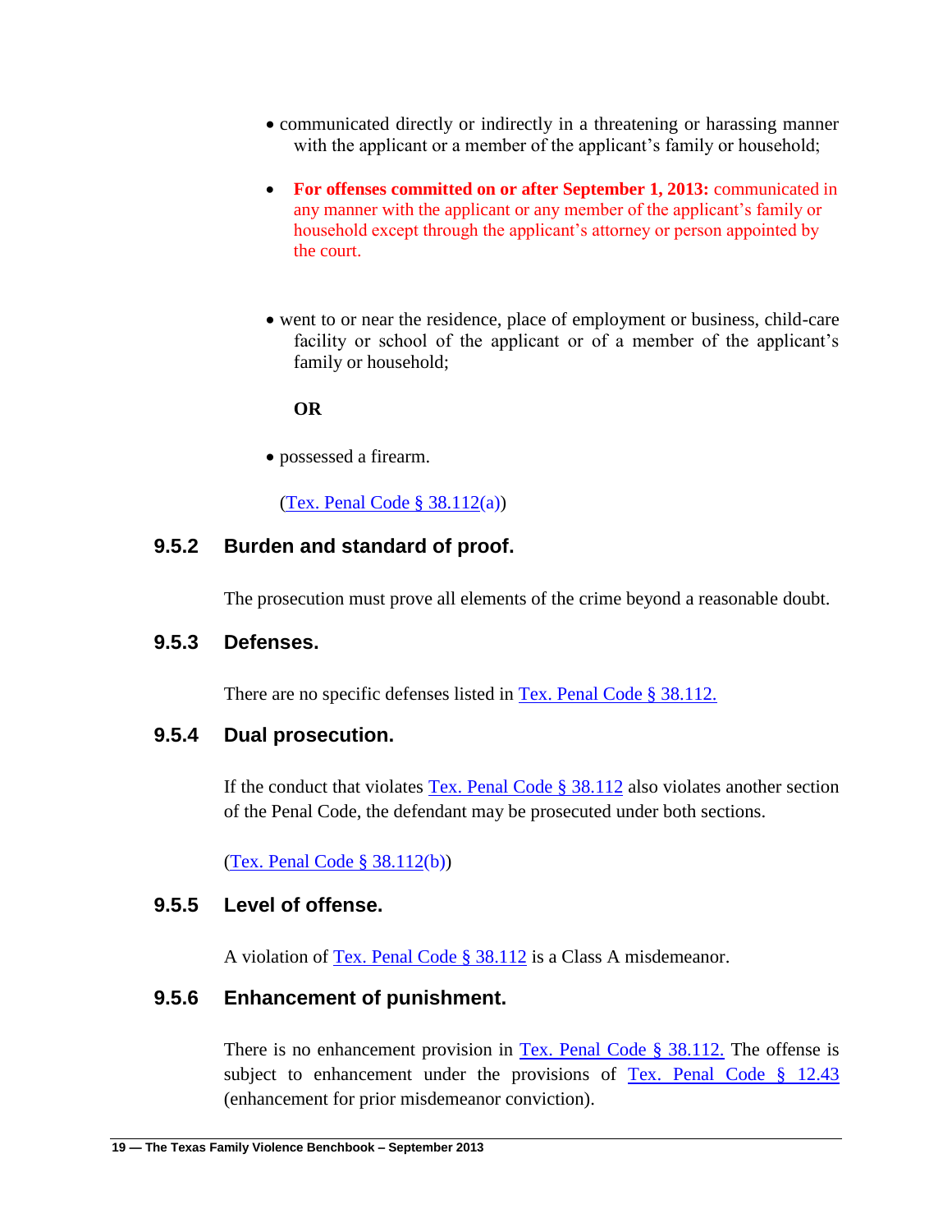- communicated directly or indirectly in a threatening or harassing manner with the applicant or a member of the applicant's family or household;

- **For offenses committed on or after September 1, 2013:** communicated in any manner with the applicant or any member of the applicant's family or household except through the applicant's attorney or person appointed by the court.

- went to or near the residence, place of employment or business, child-care facility or school of the applicant or of a member of the applicant's family or household;

  **OR**

- possessed a firearm.

(Tex. Penal Code § 38.112(a))

### 9.5.2 Burden and standard of proof.

The prosecution must prove all elements of the crime beyond a reasonable doubt.

### 9.5.3 Defenses.

There are no specific defenses listed in Tex. Penal Code § 38.112.

### 9.5.4 Dual prosecution.

If the conduct that violates Tex. Penal Code § 38.112 also violates another section of the Penal Code, the defendant may be prosecuted under both sections.

(Tex. Penal Code § 38.112(b))

### 9.5.5 Level of offense.

A violation of Tex. Penal Code § 38.112 is a Class A misdemeanor.

### 9.5.6 Enhancement of punishment.

There is no enhancement provision in Tex. Penal Code § 38.112. The offense is subject to enhancement under the provisions of Tex. Penal Code § 12.43 (enhancement for prior misdemeanor conviction).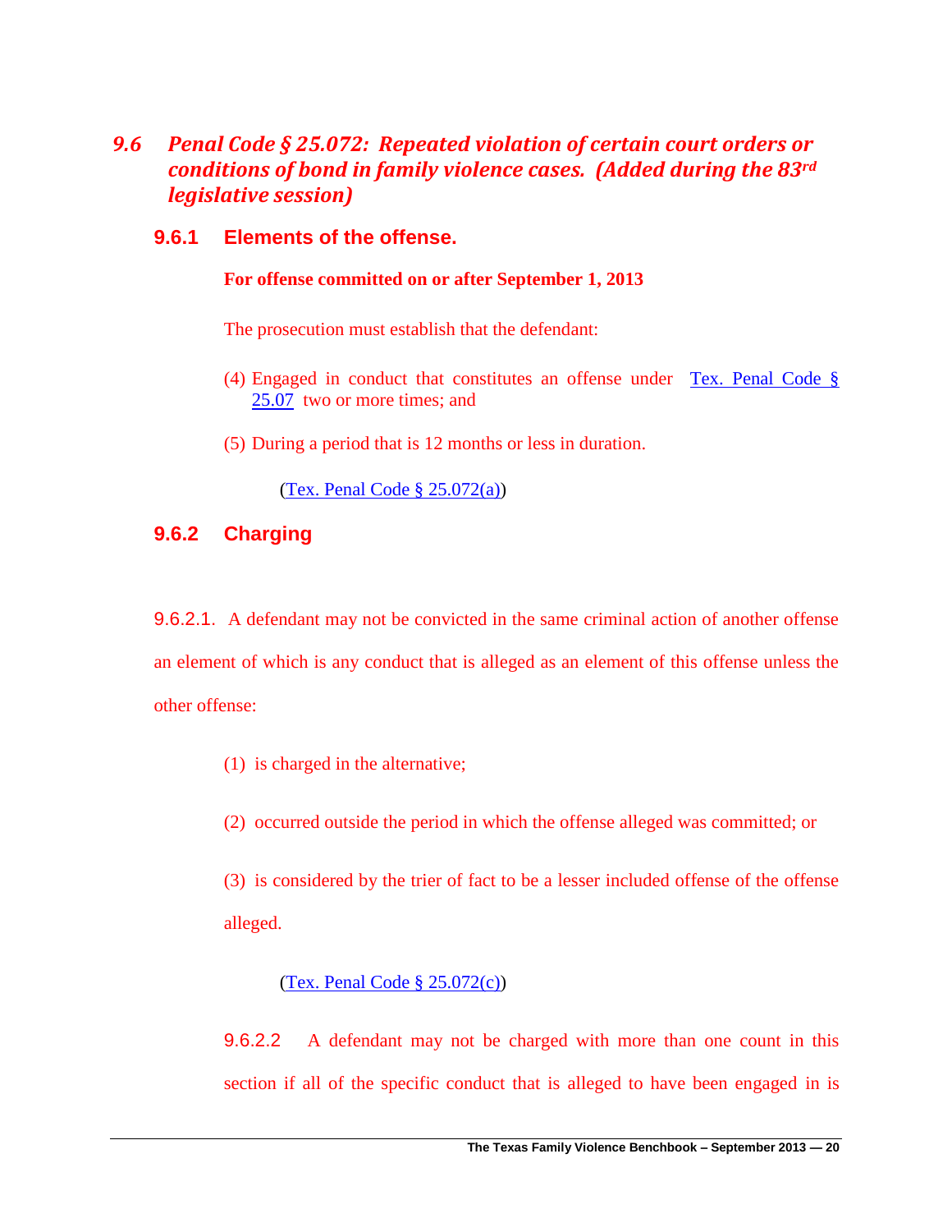## *9.6 Penal Code § 25.072: Repeated violation of certain court orders or conditions of bond in family violence cases. (Added during the 83rd legislative session)*

### 9.6.1 Elements of the offense.

**For offense committed on or after September 1, 2013**

The prosecution must establish that the defendant:

(4) Engaged in conduct that constitutes an offense under Tex. Penal Code § 25.07 two or more times; and

(5) During a period that is 12 months or less in duration.

(Tex. Penal Code § 25.072(a))

### 9.6.2 Charging

9.6.2.1. A defendant may not be convicted in the same criminal action of another offense an element of which is any conduct that is alleged as an element of this offense unless the other offense:

(1) is charged in the alternative;

(2) occurred outside the period in which the offense alleged was committed; or

(3) is considered by the trier of fact to be a lesser included offense of the offense alleged.

(Tex. Penal Code § 25.072(c))

9.6.2.2 A defendant may not be charged with more than one count in this section if all of the specific conduct that is alleged to have been engaged in is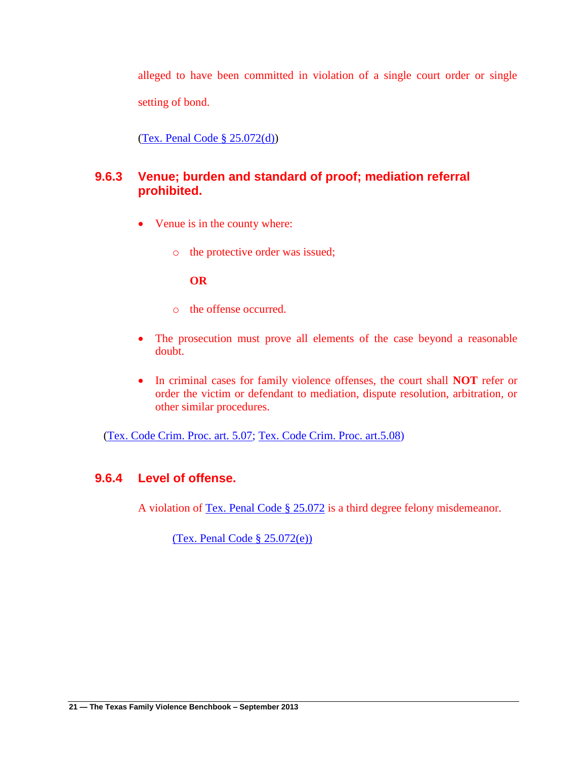alleged to have been committed in violation of a single court order or single setting of bond.

(Tex. Penal Code § 25.072(d))

### 9.6.3 Venue; burden and standard of proof; mediation referral prohibited.

- Venue is in the county where:
  - the protective order was issued;

    **OR**

  - the offense occurred.

- The prosecution must prove all elements of the case beyond a reasonable doubt.

- In criminal cases for family violence offenses, the court shall **NOT** refer or order the victim or defendant to mediation, dispute resolution, arbitration, or other similar procedures.

(Tex. Code Crim. Proc. art. 5.07; Tex. Code Crim. Proc. art.5.08)

### 9.6.4 Level of offense.

A violation of Tex. Penal Code § 25.072 is a third degree felony misdemeanor.

(Tex. Penal Code § 25.072(e))